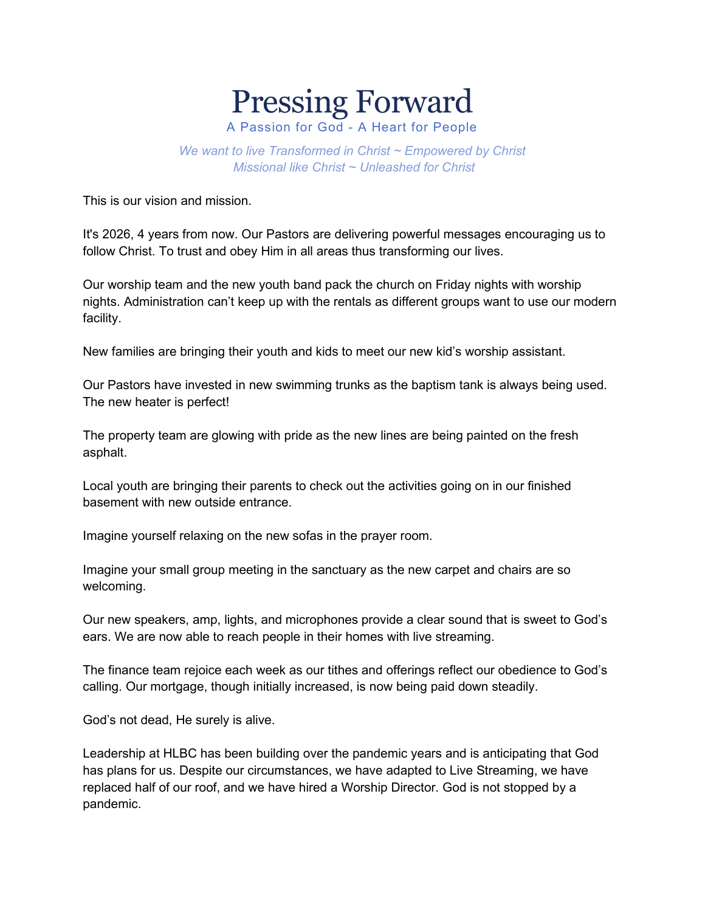# Pressing Forward

A Passion for God - A Heart for People

*We want to live Transformed in Christ ~ Empowered by Christ*
*Missional like Christ ~ Unleashed for Christ*

This is our vision and mission.

It's 2026, 4 years from now. Our Pastors are delivering powerful messages encouraging us to follow Christ. To trust and obey Him in all areas thus transforming our lives.

Our worship team and the new youth band pack the church on Friday nights with worship nights. Administration can't keep up with the rentals as different groups want to use our modern facility.

New families are bringing their youth and kids to meet our new kid's worship assistant.

Our Pastors have invested in new swimming trunks as the baptism tank is always being used. The new heater is perfect!

The property team are glowing with pride as the new lines are being painted on the fresh asphalt.

Local youth are bringing their parents to check out the activities going on in our finished basement with new outside entrance.

Imagine yourself relaxing on the new sofas in the prayer room.

Imagine your small group meeting in the sanctuary as the new carpet and chairs are so welcoming.

Our new speakers, amp, lights, and microphones provide a clear sound that is sweet to God's ears. We are now able to reach people in their homes with live streaming.

The finance team rejoice each week as our tithes and offerings reflect our obedience to God's calling. Our mortgage, though initially increased, is now being paid down steadily.

God's not dead, He surely is alive.

Leadership at HLBC has been building over the pandemic years and is anticipating that God has plans for us. Despite our circumstances, we have adapted to Live Streaming, we have replaced half of our roof, and we have hired a Worship Director. God is not stopped by a pandemic.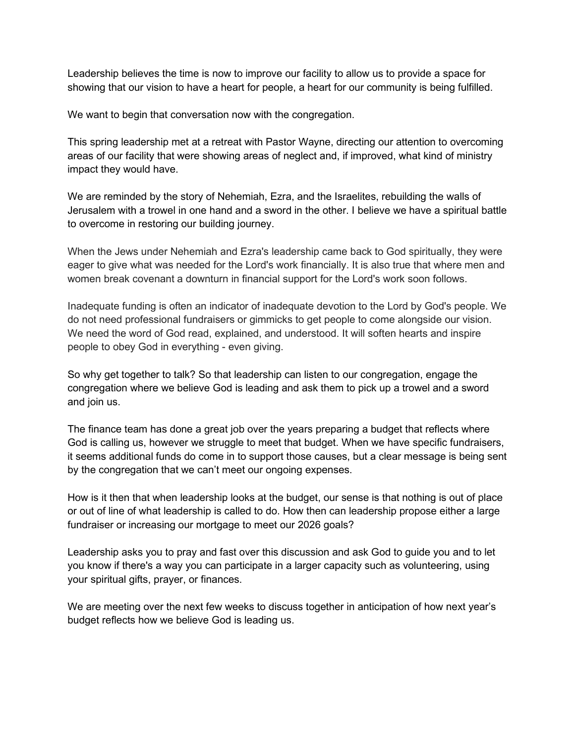Leadership believes the time is now to improve our facility to allow us to provide a space for showing that our vision to have a heart for people, a heart for our community is being fulfilled.

We want to begin that conversation now with the congregation.

This spring leadership met at a retreat with Pastor Wayne, directing our attention to overcoming areas of our facility that were showing areas of neglect and, if improved, what kind of ministry impact they would have.

We are reminded by the story of Nehemiah, Ezra, and the Israelites, rebuilding the walls of Jerusalem with a trowel in one hand and a sword in the other. I believe we have a spiritual battle to overcome in restoring our building journey.

When the Jews under Nehemiah and Ezra's leadership came back to God spiritually, they were eager to give what was needed for the Lord's work financially. It is also true that where men and women break covenant a downturn in financial support for the Lord's work soon follows.

Inadequate funding is often an indicator of inadequate devotion to the Lord by God's people. We do not need professional fundraisers or gimmicks to get people to come alongside our vision. We need the word of God read, explained, and understood. It will soften hearts and inspire people to obey God in everything - even giving.

So why get together to talk? So that leadership can listen to our congregation, engage the congregation where we believe God is leading and ask them to pick up a trowel and a sword and join us.

The finance team has done a great job over the years preparing a budget that reflects where God is calling us, however we struggle to meet that budget. When we have specific fundraisers, it seems additional funds do come in to support those causes, but a clear message is being sent by the congregation that we can't meet our ongoing expenses.

How is it then that when leadership looks at the budget, our sense is that nothing is out of place or out of line of what leadership is called to do. How then can leadership propose either a large fundraiser or increasing our mortgage to meet our 2026 goals?

Leadership asks you to pray and fast over this discussion and ask God to guide you and to let you know if there's a way you can participate in a larger capacity such as volunteering, using your spiritual gifts, prayer, or finances.

We are meeting over the next few weeks to discuss together in anticipation of how next year's budget reflects how we believe God is leading us.